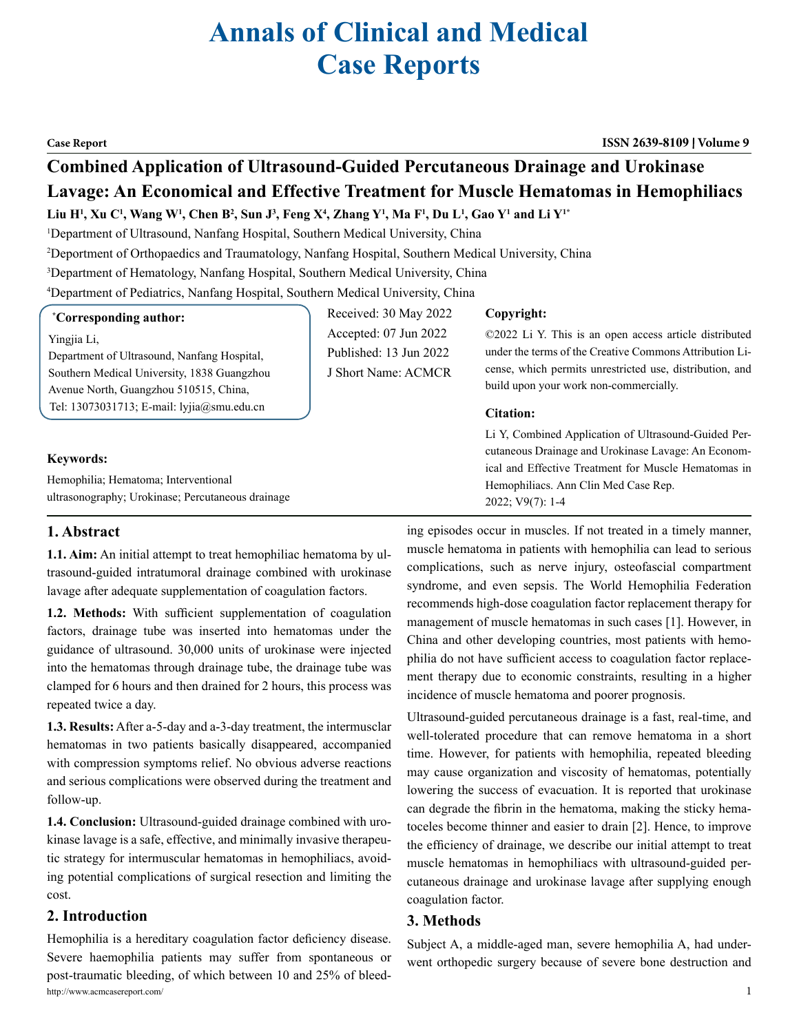# Annals of Clinical and Medical Case Reports

**Case Report**

## Combined Application of Ultrasound-Guided Percutaneous Drainage and Urokinase Lavage: An Economical and Effective Treatment for Muscle Hematomas in Hemophiliacs

**Liu H[1], Xu C[1], Wang W[1], Chen B[2], Sun J[3], Feng X[4], Zhang Y[1], Ma F[1], Du L[1], Gao Y[1] and Li Y[1*]**

[1]Department of Ultrasound, Nanfang Hospital, Southern Medical University, China

[2]Deportment of Orthopaedics and Traumatology, Nanfang Hospital, Southern Medical University, China

[3]Department of Hematology, Nanfang Hospital, Southern Medical University, China

[4]Department of Pediatrics, Nanfang Hospital, Southern Medical University, China

**[*]Corresponding author:**

Yingjia Li,
Department of Ultrasound, Nanfang Hospital, Southern Medical University, 1838 Guangzhou Avenue North, Guangzhou 510515, China,
Tel: 13073031713; E-mail: lyjia@smu.edu.cn

Received: 30 May 2022
Accepted: 07 Jun 2022
Published: 13 Jun 2022
J Short Name: ACMCR

**Copyright:**

©2022 Li Y. This is an open access article distributed under the terms of the Creative Commons Attribution License, which permits unrestricted use, distribution, and build upon your work non-commercially.

**Citation:**

Li Y, Combined Application of Ultrasound-Guided Percutaneous Drainage and Urokinase Lavage: An Economical and Effective Treatment for Muscle Hematomas in Hemophiliacs. Ann Clin Med Case Rep. 2022; V9(7): 1-4

**Keywords:**

Hemophilia; Hematoma; Interventional ultrasonography; Urokinase; Percutaneous drainage

## 1. Abstract

**1.1. Aim:** An initial attempt to treat hemophiliac hematoma by ultrasound-guided intratumoral drainage combined with urokinase lavage after adequate supplementation of coagulation factors.

**1.2. Methods:** With sufficient supplementation of coagulation factors, drainage tube was inserted into hematomas under the guidance of ultrasound. 30,000 units of urokinase were injected into the hematomas through drainage tube, the drainage tube was clamped for 6 hours and then drained for 2 hours, this process was repeated twice a day.

**1.3. Results:** After a-5-day and a-3-day treatment, the intermusclar hematomas in two patients basically disappeared, accompanied with compression symptoms relief. No obvious adverse reactions and serious complications were observed during the treatment and follow-up.

**1.4. Conclusion:** Ultrasound-guided drainage combined with urokinase lavage is a safe, effective, and minimally invasive therapeutic strategy for intermuscular hematomas in hemophiliacs, avoiding potential complications of surgical resection and limiting the cost.

## 2. Introduction

Hemophilia is a hereditary coagulation factor deficiency disease. Severe haemophilia patients may suffer from spontaneous or post-traumatic bleeding, of which between 10 and 25% of bleeding episodes occur in muscles. If not treated in a timely manner, muscle hematoma in patients with hemophilia can lead to serious complications, such as nerve injury, osteofascial compartment syndrome, and even sepsis. The World Hemophilia Federation recommends high-dose coagulation factor replacement therapy for management of muscle hematomas in such cases [1]. However, in China and other developing countries, most patients with hemophilia do not have sufficient access to coagulation factor replacement therapy due to economic constraints, resulting in a higher incidence of muscle hematoma and poorer prognosis.

Ultrasound-guided percutaneous drainage is a fast, real-time, and well-tolerated procedure that can remove hematoma in a short time. However, for patients with hemophilia, repeated bleeding may cause organization and viscosity of hematomas, potentially lowering the success of evacuation. It is reported that urokinase can degrade the fibrin in the hematoma, making the sticky hematoceles become thinner and easier to drain [2]. Hence, to improve the efficiency of drainage, we describe our initial attempt to treat muscle hematomas in hemophiliacs with ultrasound-guided percutaneous drainage and urokinase lavage after supplying enough coagulation factor.

## 3. Methods

Subject A, a middle-aged man, severe hemophilia A, had underwent orthopedic surgery because of severe bone destruction and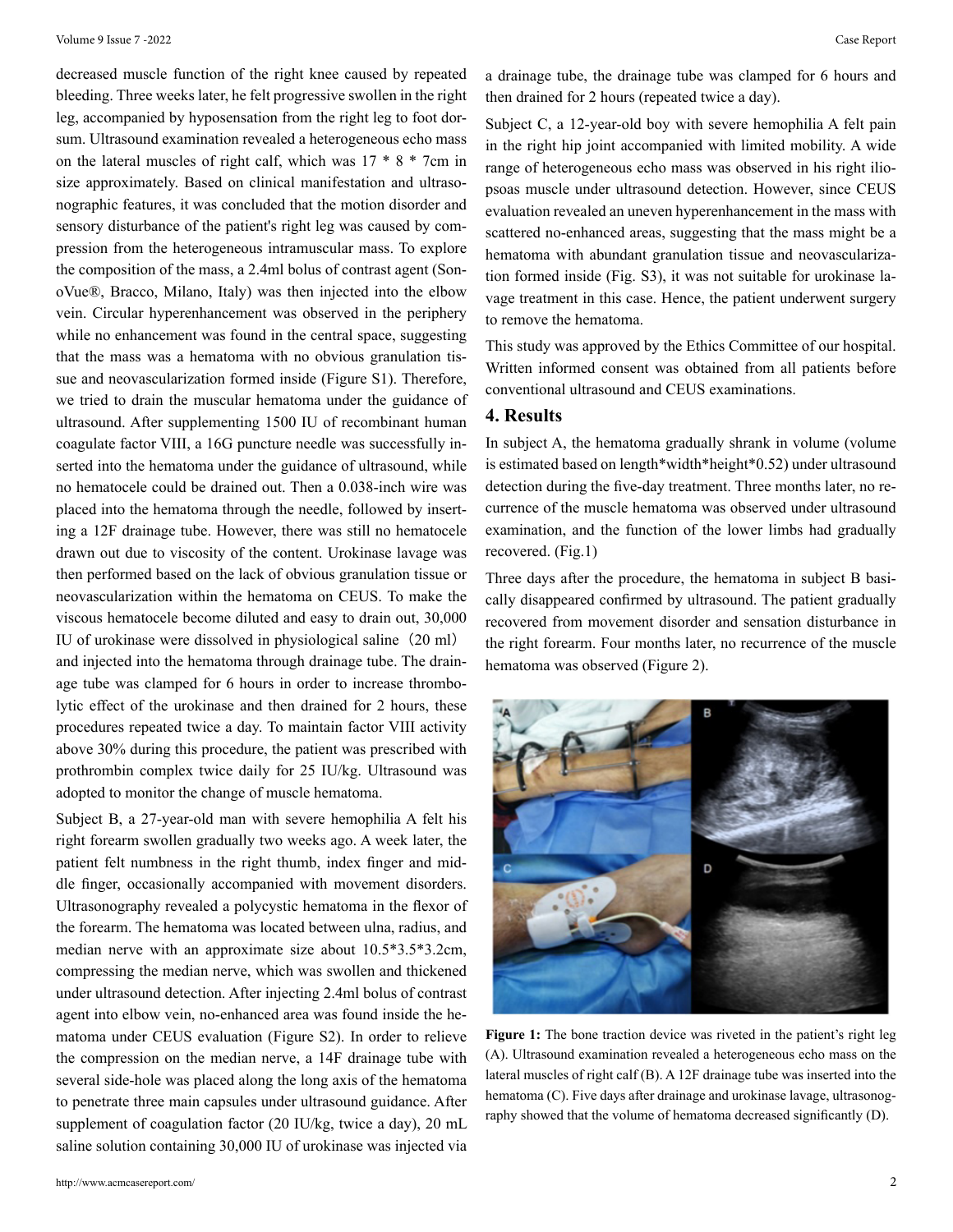decreased muscle function of the right knee caused by repeated bleeding. Three weeks later, he felt progressive swollen in the right leg, accompanied by hyposensation from the right leg to foot dorsum. Ultrasound examination revealed a heterogeneous echo mass on the lateral muscles of right calf, which was 17 * 8 * 7cm in size approximately. Based on clinical manifestation and ultrasonographic features, it was concluded that the motion disorder and sensory disturbance of the patient's right leg was caused by compression from the heterogeneous intramuscular mass. To explore the composition of the mass, a 2.4ml bolus of contrast agent (SonoVue®, Bracco, Milano, Italy) was then injected into the elbow vein. Circular hyperenhancement was observed in the periphery while no enhancement was found in the central space, suggesting that the mass was a hematoma with no obvious granulation tissue and neovascularization formed inside (Figure S1). Therefore, we tried to drain the muscular hematoma under the guidance of ultrasound. After supplementing 1500 IU of recombinant human coagulate factor VIII, a 16G puncture needle was successfully inserted into the hematoma under the guidance of ultrasound, while no hematocele could be drained out. Then a 0.038-inch wire was placed into the hematoma through the needle, followed by inserting a 12F drainage tube. However, there was still no hematocele drawn out due to viscosity of the content. Urokinase lavage was then performed based on the lack of obvious granulation tissue or neovascularization within the hematoma on CEUS. To make the viscous hematocele become diluted and easy to drain out, 30,000 IU of urokinase were dissolved in physiological saline（20 ml） and injected into the hematoma through drainage tube. The drainage tube was clamped for 6 hours in order to increase thrombolytic effect of the urokinase and then drained for 2 hours, these procedures repeated twice a day. To maintain factor VIII activity above 30% during this procedure, the patient was prescribed with prothrombin complex twice daily for 25 IU/kg. Ultrasound was adopted to monitor the change of muscle hematoma.

Subject B, a 27-year-old man with severe hemophilia A felt his right forearm swollen gradually two weeks ago. A week later, the patient felt numbness in the right thumb, index finger and middle finger, occasionally accompanied with movement disorders. Ultrasonography revealed a polycystic hematoma in the flexor of the forearm. The hematoma was located between ulna, radius, and median nerve with an approximate size about 10.5*3.5*3.2cm, compressing the median nerve, which was swollen and thickened under ultrasound detection. After injecting 2.4ml bolus of contrast agent into elbow vein, no-enhanced area was found inside the hematoma under CEUS evaluation (Figure S2). In order to relieve the compression on the median nerve, a 14F drainage tube with several side-hole was placed along the long axis of the hematoma to penetrate three main capsules under ultrasound guidance. After supplement of coagulation factor (20 IU/kg, twice a day), 20 mL saline solution containing 30,000 IU of urokinase was injected via a drainage tube, the drainage tube was clamped for 6 hours and then drained for 2 hours (repeated twice a day).

Subject C, a 12-year-old boy with severe hemophilia A felt pain in the right hip joint accompanied with limited mobility. A wide range of heterogeneous echo mass was observed in his right iliopsoas muscle under ultrasound detection. However, since CEUS evaluation revealed an uneven hyperenhancement in the mass with scattered no-enhanced areas, suggesting that the mass might be a hematoma with abundant granulation tissue and neovascularization formed inside (Fig. S3), it was not suitable for urokinase lavage treatment in this case. Hence, the patient underwent surgery to remove the hematoma.

This study was approved by the Ethics Committee of our hospital. Written informed consent was obtained from all patients before conventional ultrasound and CEUS examinations.

## 4. Results

In subject A, the hematoma gradually shrank in volume (volume is estimated based on length*width*height*0.52) under ultrasound detection during the five-day treatment. Three months later, no recurrence of the muscle hematoma was observed under ultrasound examination, and the function of the lower limbs had gradually recovered. (Fig.1)

Three days after the procedure, the hematoma in subject B basically disappeared confirmed by ultrasound. The patient gradually recovered from movement disorder and sensation disturbance in the right forearm. Four months later, no recurrence of the muscle hematoma was observed (Figure 2).

**Figure 1:** The bone traction device was riveted in the patient's right leg (A). Ultrasound examination revealed a heterogeneous echo mass on the lateral muscles of right calf (B). A 12F drainage tube was inserted into the hematoma (C). Five days after drainage and urokinase lavage, ultrasonography showed that the volume of hematoma decreased significantly (D).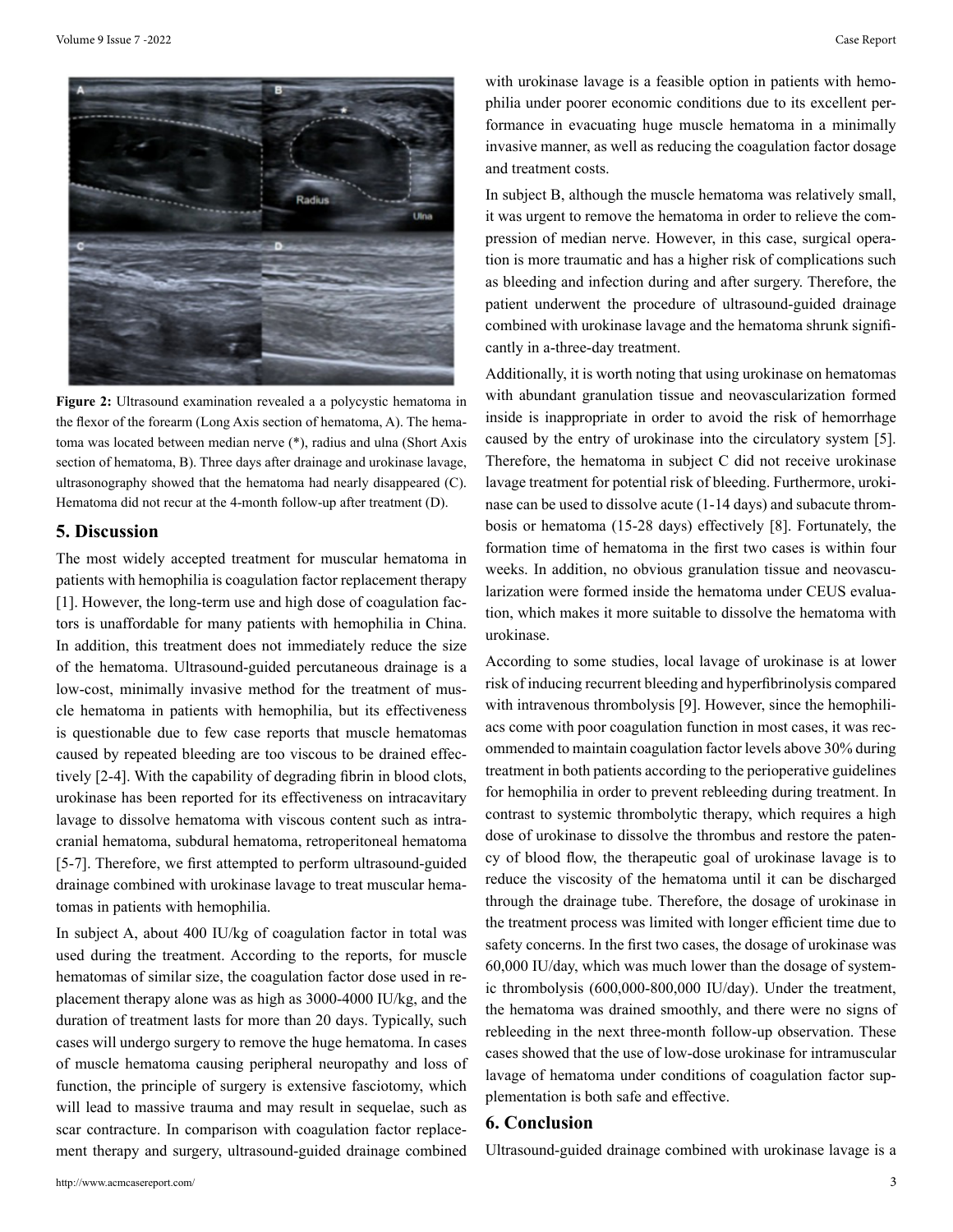**Figure 2:** Ultrasound examination revealed a a polycystic hematoma in the flexor of the forearm (Long Axis section of hematoma, A). The hematoma was located between median nerve (*), radius and ulna (Short Axis section of hematoma, B). Three days after drainage and urokinase lavage, ultrasonography showed that the hematoma had nearly disappeared (C). Hematoma did not recur at the 4-month follow-up after treatment (D).

## 5. Discussion

The most widely accepted treatment for muscular hematoma in patients with hemophilia is coagulation factor replacement therapy [1]. However, the long-term use and high dose of coagulation factors is unaffordable for many patients with hemophilia in China. In addition, this treatment does not immediately reduce the size of the hematoma. Ultrasound-guided percutaneous drainage is a low-cost, minimally invasive method for the treatment of muscle hematoma in patients with hemophilia, but its effectiveness is questionable due to few case reports that muscle hematomas caused by repeated bleeding are too viscous to be drained effectively [2-4]. With the capability of degrading fibrin in blood clots, urokinase has been reported for its effectiveness on intracavitary lavage to dissolve hematoma with viscous content such as intracranial hematoma, subdural hematoma, retroperitoneal hematoma [5-7]. Therefore, we first attempted to perform ultrasound-guided drainage combined with urokinase lavage to treat muscular hematomas in patients with hemophilia.

In subject A, about 400 IU/kg of coagulation factor in total was used during the treatment. According to the reports, for muscle hematomas of similar size, the coagulation factor dose used in replacement therapy alone was as high as 3000-4000 IU/kg, and the duration of treatment lasts for more than 20 days. Typically, such cases will undergo surgery to remove the huge hematoma. In cases of muscle hematoma causing peripheral neuropathy and loss of function, the principle of surgery is extensive fasciotomy, which will lead to massive trauma and may result in sequelae, such as scar contracture. In comparison with coagulation factor replacement therapy and surgery, ultrasound-guided drainage combined with urokinase lavage is a feasible option in patients with hemophilia under poorer economic conditions due to its excellent performance in evacuating huge muscle hematoma in a minimally invasive manner, as well as reducing the coagulation factor dosage and treatment costs.

In subject B, although the muscle hematoma was relatively small, it was urgent to remove the hematoma in order to relieve the compression of median nerve. However, in this case, surgical operation is more traumatic and has a higher risk of complications such as bleeding and infection during and after surgery. Therefore, the patient underwent the procedure of ultrasound-guided drainage combined with urokinase lavage and the hematoma shrunk significantly in a-three-day treatment.

Additionally, it is worth noting that using urokinase on hematomas with abundant granulation tissue and neovascularization formed inside is inappropriate in order to avoid the risk of hemorrhage caused by the entry of urokinase into the circulatory system [5]. Therefore, the hematoma in subject C did not receive urokinase lavage treatment for potential risk of bleeding. Furthermore, urokinase can be used to dissolve acute (1-14 days) and subacute thrombosis or hematoma (15-28 days) effectively [8]. Fortunately, the formation time of hematoma in the first two cases is within four weeks. In addition, no obvious granulation tissue and neovascularization were formed inside the hematoma under CEUS evaluation, which makes it more suitable to dissolve the hematoma with urokinase.

According to some studies, local lavage of urokinase is at lower risk of inducing recurrent bleeding and hyperfibrinolysis compared with intravenous thrombolysis [9]. However, since the hemophiliacs come with poor coagulation function in most cases, it was recommended to maintain coagulation factor levels above 30% during treatment in both patients according to the perioperative guidelines for hemophilia in order to prevent rebleeding during treatment. In contrast to systemic thrombolytic therapy, which requires a high dose of urokinase to dissolve the thrombus and restore the patency of blood flow, the therapeutic goal of urokinase lavage is to reduce the viscosity of the hematoma until it can be discharged through the drainage tube. Therefore, the dosage of urokinase in the treatment process was limited with longer efficient time due to safety concerns. In the first two cases, the dosage of urokinase was 60,000 IU/day, which was much lower than the dosage of systemic thrombolysis (600,000-800,000 IU/day). Under the treatment, the hematoma was drained smoothly, and there were no signs of rebleeding in the next three-month follow-up observation. These cases showed that the use of low-dose urokinase for intramuscular lavage of hematoma under conditions of coagulation factor supplementation is both safe and effective.

## 6. Conclusion

Ultrasound-guided drainage combined with urokinase lavage is a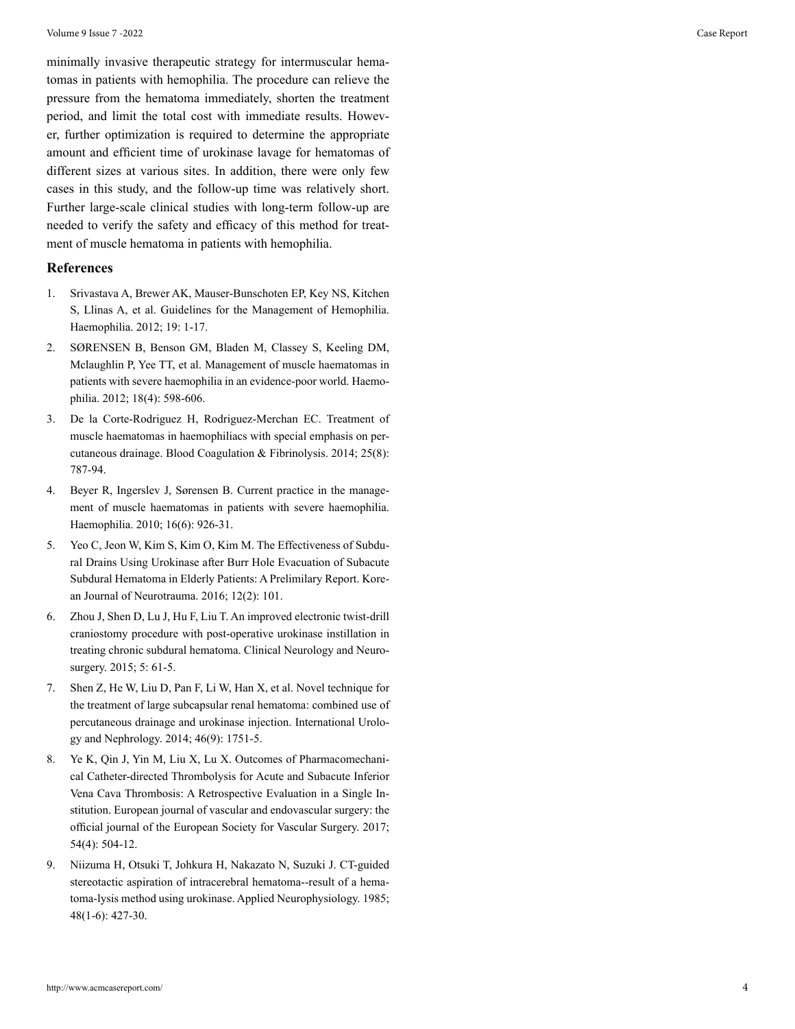minimally invasive therapeutic strategy for intermuscular hematomas in patients with hemophilia. The procedure can relieve the pressure from the hematoma immediately, shorten the treatment period, and limit the total cost with immediate results. However, further optimization is required to determine the appropriate amount and efficient time of urokinase lavage for hematomas of different sizes at various sites. In addition, there were only few cases in this study, and the follow-up time was relatively short. Further large-scale clinical studies with long-term follow-up are needed to verify the safety and efficacy of this method for treatment of muscle hematoma in patients with hemophilia.

## References

1. Srivastava A, Brewer AK, Mauser-Bunschoten EP, Key NS, Kitchen S, Llinas A, et al. Guidelines for the Management of Hemophilia. Haemophilia. 2012; 19: 1-17.
2. SØRENSEN B, Benson GM, Bladen M, Classey S, Keeling DM, Mclaughlin P, Yee TT, et al. Management of muscle haematomas in patients with severe haemophilia in an evidence-poor world. Haemophilia. 2012; 18(4): 598-606.
3. De la Corte-Rodriguez H, Rodriguez-Merchan EC. Treatment of muscle haematomas in haemophiliacs with special emphasis on percutaneous drainage. Blood Coagulation & Fibrinolysis. 2014; 25(8): 787-94.
4. Beyer R, Ingerslev J, Sørensen B. Current practice in the management of muscle haematomas in patients with severe haemophilia. Haemophilia. 2010; 16(6): 926-31.
5. Yeo C, Jeon W, Kim S, Kim O, Kim M. The Effectiveness of Subdural Drains Using Urokinase after Burr Hole Evacuation of Subacute Subdural Hematoma in Elderly Patients: A Prelimilary Report. Korean Journal of Neurotrauma. 2016; 12(2): 101.
6. Zhou J, Shen D, Lu J, Hu F, Liu T. An improved electronic twist-drill craniostomy procedure with post-operative urokinase instillation in treating chronic subdural hematoma. Clinical Neurology and Neurosurgery. 2015; 5: 61-5.
7. Shen Z, He W, Liu D, Pan F, Li W, Han X, et al. Novel technique for the treatment of large subcapsular renal hematoma: combined use of percutaneous drainage and urokinase injection. International Urology and Nephrology. 2014; 46(9): 1751-5.
8. Ye K, Qin J, Yin M, Liu X, Lu X. Outcomes of Pharmacomechanical Catheter-directed Thrombolysis for Acute and Subacute Inferior Vena Cava Thrombosis: A Retrospective Evaluation in a Single Institution. European journal of vascular and endovascular surgery: the official journal of the European Society for Vascular Surgery. 2017; 54(4): 504-12.
9. Niizuma H, Otsuki T, Johkura H, Nakazato N, Suzuki J. CT-guided stereotactic aspiration of intracerebral hematoma--result of a hematoma-lysis method using urokinase. Applied Neurophysiology. 1985; 48(1-6): 427-30.